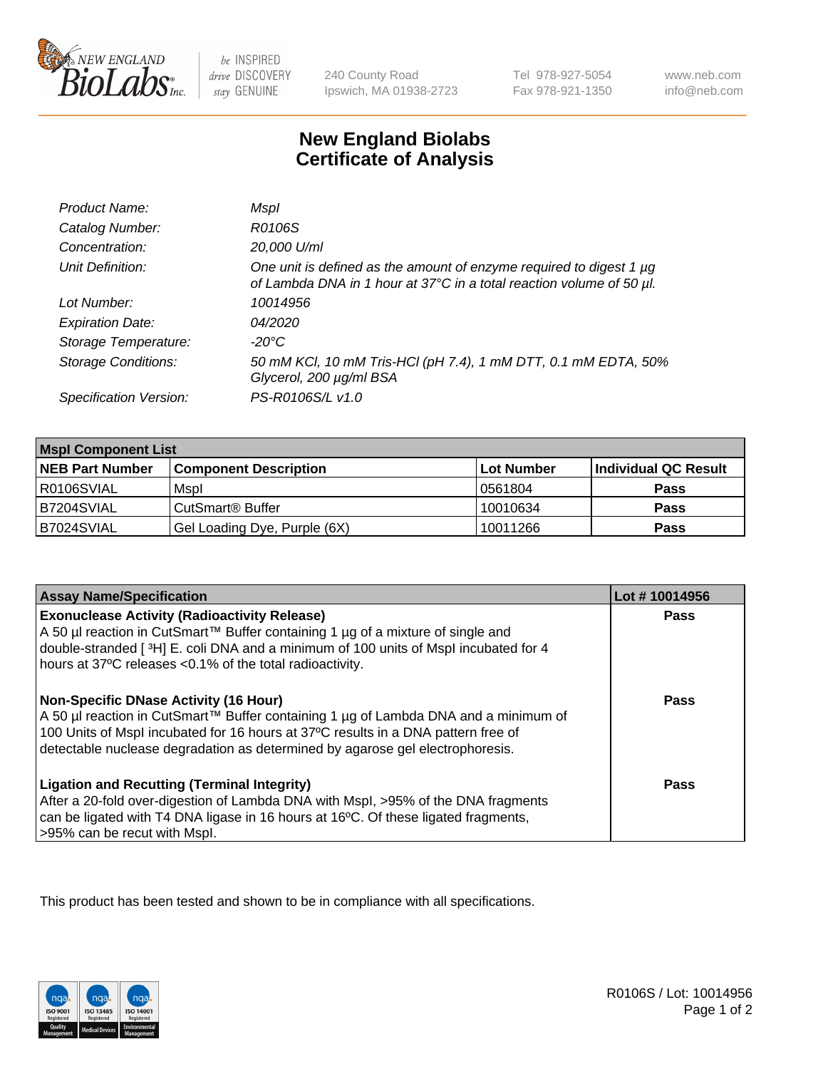240 County Road
Ipswich, MA 01938-2723

Tel 978-927-5054
Fax 978-921-1350

www.neb.com
info@neb.com

# New England Biolabs
# Certificate of Analysis

| | |
|---|---|
| *Product Name:* | *MspI* |
| *Catalog Number:* | *R0106S* |
| *Concentration:* | *20,000 U/ml* |
| *Unit Definition:* | *One unit is defined as the amount of enzyme required to digest 1 µg of Lambda DNA in 1 hour at 37°C in a total reaction volume of 50 µl.* |
| *Lot Number:* | *10014956* |
| *Expiration Date:* | *04/2020* |
| *Storage Temperature:* | *-20°C* |
| *Storage Conditions:* | *50 mM KCl, 10 mM Tris-HCl (pH 7.4), 1 mM DTT, 0.1 mM EDTA, 50% Glycerol, 200 µg/ml BSA* |
| *Specification Version:* | *PS-R0106S/L v1.0* |

| **MspI Component List** | | | |
|---|---|---|---|
| **NEB Part Number** | **Component Description** | **Lot Number** | **Individual QC Result** |
| R0106SVIAL | MspI | 0561804 | **Pass** |
| B7204SVIAL | CutSmart® Buffer | 10010634 | **Pass** |
| B7024SVIAL | Gel Loading Dye, Purple (6X) | 10011266 | **Pass** |

| **Assay Name/Specification** | **Lot # 10014956** |
|---|---|
| **Exonuclease Activity (Radioactivity Release)**<br>A 50 µl reaction in CutSmart™ Buffer containing 1 µg of a mixture of single and double-stranded [ $^3$H] E. coli DNA and a minimum of 100 units of MspI incubated for 4 hours at 37ºC releases <0.1% of the total radioactivity. | **Pass** |
| **Non-Specific DNase Activity (16 Hour)**<br>A 50 µl reaction in CutSmart™ Buffer containing 1 µg of Lambda DNA and a minimum of 100 Units of MspI incubated for 16 hours at 37ºC results in a DNA pattern free of detectable nuclease degradation as determined by agarose gel electrophoresis. | **Pass** |
| **Ligation and Recutting (Terminal Integrity)**<br>After a 20-fold over-digestion of Lambda DNA with MspI, >95% of the DNA fragments can be ligated with T4 DNA ligase in 16 hours at 16ºC. Of these ligated fragments, >95% can be recut with MspI. | **Pass** |

This product has been tested and shown to be in compliance with all specifications.

R0106S / Lot: 10014956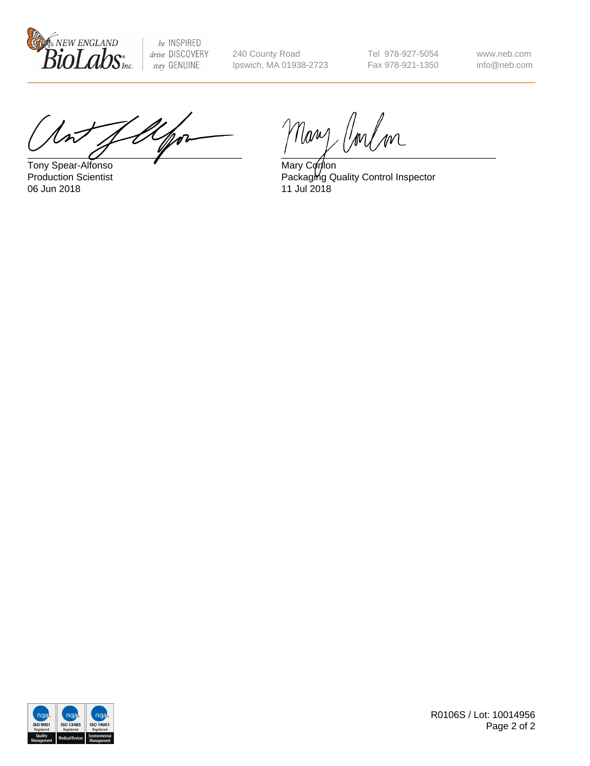Tony Spear-Alfonso
Production Scientist
06 Jun 2018

Mary Conlon
Packaging Quality Control Inspector
11 Jul 2018

R0106S / Lot: 10014956